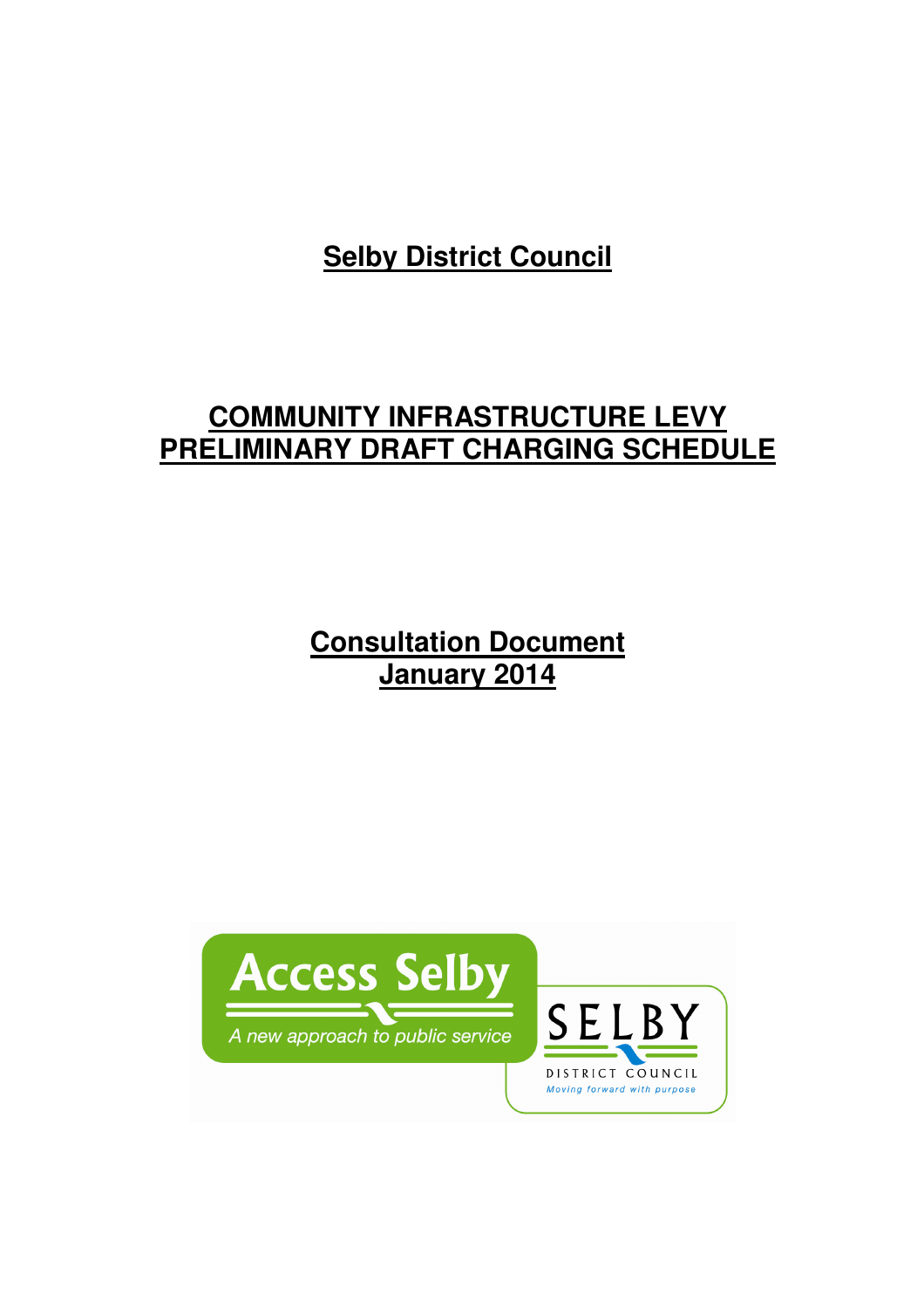# Selby District Council

# COMMUNITY INFRASTRUCTURE LEVY PRELIMINARY DRAFT CHARGING SCHEDULE

## Consultation Document
## January 2014

Access Selby

A new approach to public service

SELBY

DISTRICT COUNCIL

Moving forward with purpose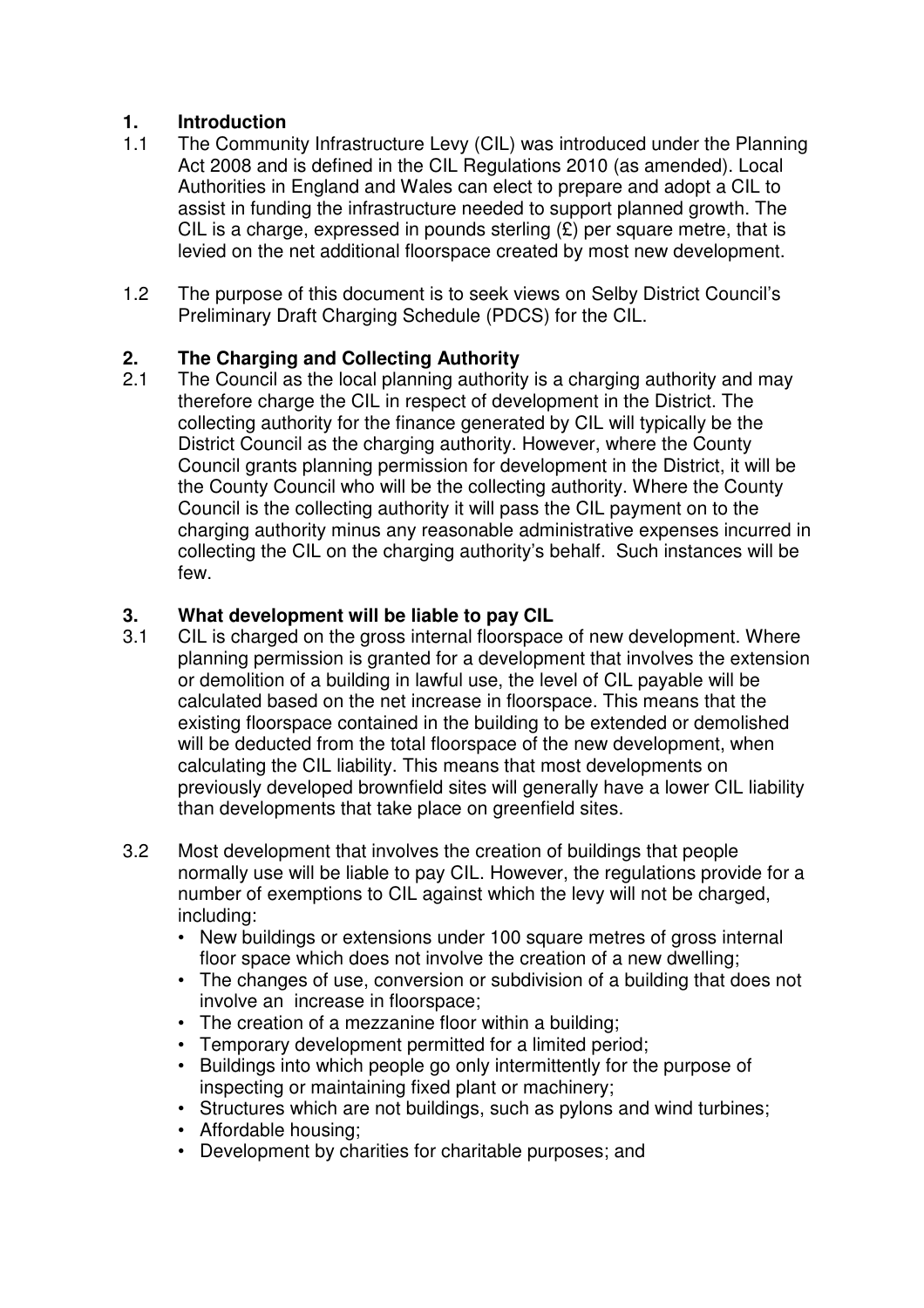## 1. Introduction

1.1 The Community Infrastructure Levy (CIL) was introduced under the Planning Act 2008 and is defined in the CIL Regulations 2010 (as amended). Local Authorities in England and Wales can elect to prepare and adopt a CIL to assist in funding the infrastructure needed to support planned growth. The CIL is a charge, expressed in pounds sterling (£) per square metre, that is levied on the net additional floorspace created by most new development.

1.2 The purpose of this document is to seek views on Selby District Council's Preliminary Draft Charging Schedule (PDCS) for the CIL.

## 2. The Charging and Collecting Authority

2.1 The Council as the local planning authority is a charging authority and may therefore charge the CIL in respect of development in the District. The collecting authority for the finance generated by CIL will typically be the District Council as the charging authority. However, where the County Council grants planning permission for development in the District, it will be the County Council who will be the collecting authority. Where the County Council is the collecting authority it will pass the CIL payment on to the charging authority minus any reasonable administrative expenses incurred in collecting the CIL on the charging authority's behalf. Such instances will be few.

## 3. What development will be liable to pay CIL

3.1 CIL is charged on the gross internal floorspace of new development. Where planning permission is granted for a development that involves the extension or demolition of a building in lawful use, the level of CIL payable will be calculated based on the net increase in floorspace. This means that the existing floorspace contained in the building to be extended or demolished will be deducted from the total floorspace of the new development, when calculating the CIL liability. This means that most developments on previously developed brownfield sites will generally have a lower CIL liability than developments that take place on greenfield sites.

3.2 Most development that involves the creation of buildings that people normally use will be liable to pay CIL. However, the regulations provide for a number of exemptions to CIL against which the levy will not be charged, including:

- New buildings or extensions under 100 square metres of gross internal floor space which does not involve the creation of a new dwelling;
- The changes of use, conversion or subdivision of a building that does not involve an increase in floorspace;
- The creation of a mezzanine floor within a building;
- Temporary development permitted for a limited period;
- Buildings into which people go only intermittently for the purpose of inspecting or maintaining fixed plant or machinery;
- Structures which are not buildings, such as pylons and wind turbines;
- Affordable housing;
- Development by charities for charitable purposes; and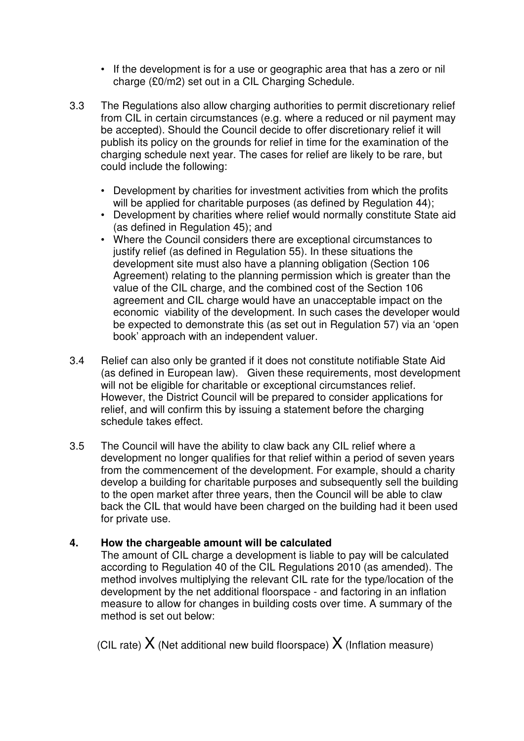- If the development is for a use or geographic area that has a zero or nil charge (£0/m2) set out in a CIL Charging Schedule.

3.3 The Regulations also allow charging authorities to permit discretionary relief from CIL in certain circumstances (e.g. where a reduced or nil payment may be accepted). Should the Council decide to offer discretionary relief it will publish its policy on the grounds for relief in time for the examination of the charging schedule next year. The cases for relief are likely to be rare, but could include the following:

- Development by charities for investment activities from which the profits will be applied for charitable purposes (as defined by Regulation 44);
- Development by charities where relief would normally constitute State aid (as defined in Regulation 45); and
- Where the Council considers there are exceptional circumstances to justify relief (as defined in Regulation 55). In these situations the development site must also have a planning obligation (Section 106 Agreement) relating to the planning permission which is greater than the value of the CIL charge, and the combined cost of the Section 106 agreement and CIL charge would have an unacceptable impact on the economic viability of the development. In such cases the developer would be expected to demonstrate this (as set out in Regulation 57) via an 'open book' approach with an independent valuer.

3.4 Relief can also only be granted if it does not constitute notifiable State Aid (as defined in European law). Given these requirements, most development will not be eligible for charitable or exceptional circumstances relief. However, the District Council will be prepared to consider applications for relief, and will confirm this by issuing a statement before the charging schedule takes effect.

3.5 The Council will have the ability to claw back any CIL relief where a development no longer qualifies for that relief within a period of seven years from the commencement of the development. For example, should a charity develop a building for charitable purposes and subsequently sell the building to the open market after three years, then the Council will be able to claw back the CIL that would have been charged on the building had it been used for private use.

## 4. How the chargeable amount will be calculated

The amount of CIL charge a development is liable to pay will be calculated according to Regulation 40 of the CIL Regulations 2010 (as amended). The method involves multiplying the relevant CIL rate for the type/location of the development by the net additional floorspace - and factoring in an inflation measure to allow for changes in building costs over time. A summary of the method is set out below:

(CIL rate) X (Net additional new build floorspace) X (Inflation measure)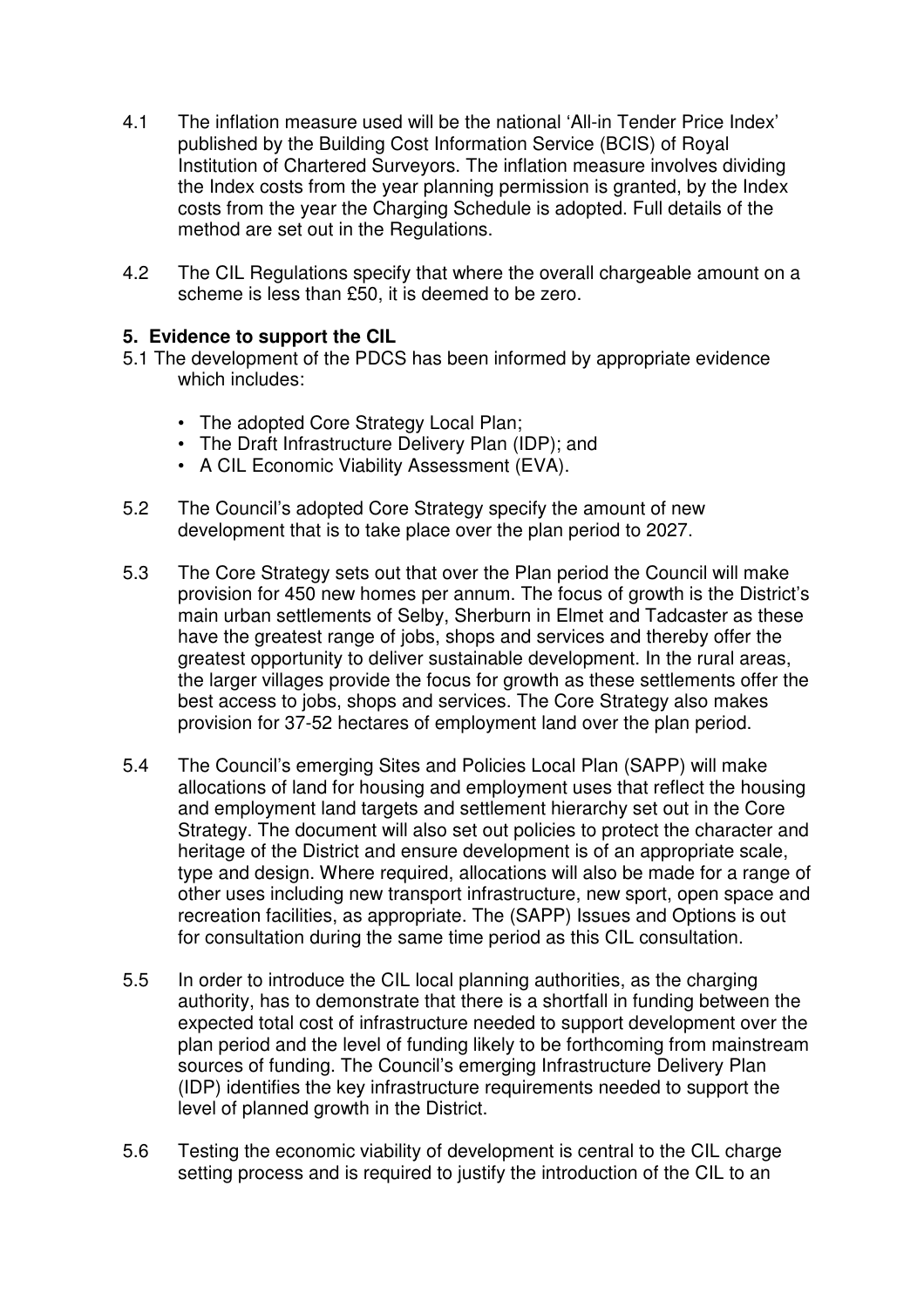4.1 The inflation measure used will be the national 'All-in Tender Price Index' published by the Building Cost Information Service (BCIS) of Royal Institution of Chartered Surveyors. The inflation measure involves dividing the Index costs from the year planning permission is granted, by the Index costs from the year the Charging Schedule is adopted. Full details of the method are set out in the Regulations.

4.2 The CIL Regulations specify that where the overall chargeable amount on a scheme is less than £50, it is deemed to be zero.

## 5. Evidence to support the CIL

5.1 The development of the PDCS has been informed by appropriate evidence which includes:

- The adopted Core Strategy Local Plan;
- The Draft Infrastructure Delivery Plan (IDP); and
- A CIL Economic Viability Assessment (EVA).

5.2 The Council's adopted Core Strategy specify the amount of new development that is to take place over the plan period to 2027.

5.3 The Core Strategy sets out that over the Plan period the Council will make provision for 450 new homes per annum. The focus of growth is the District's main urban settlements of Selby, Sherburn in Elmet and Tadcaster as these have the greatest range of jobs, shops and services and thereby offer the greatest opportunity to deliver sustainable development. In the rural areas, the larger villages provide the focus for growth as these settlements offer the best access to jobs, shops and services. The Core Strategy also makes provision for 37-52 hectares of employment land over the plan period.

5.4 The Council's emerging Sites and Policies Local Plan (SAPP) will make allocations of land for housing and employment uses that reflect the housing and employment land targets and settlement hierarchy set out in the Core Strategy. The document will also set out policies to protect the character and heritage of the District and ensure development is of an appropriate scale, type and design. Where required, allocations will also be made for a range of other uses including new transport infrastructure, new sport, open space and recreation facilities, as appropriate. The (SAPP) Issues and Options is out for consultation during the same time period as this CIL consultation.

5.5 In order to introduce the CIL local planning authorities, as the charging authority, has to demonstrate that there is a shortfall in funding between the expected total cost of infrastructure needed to support development over the plan period and the level of funding likely to be forthcoming from mainstream sources of funding. The Council's emerging Infrastructure Delivery Plan (IDP) identifies the key infrastructure requirements needed to support the level of planned growth in the District.

5.6 Testing the economic viability of development is central to the CIL charge setting process and is required to justify the introduction of the CIL to an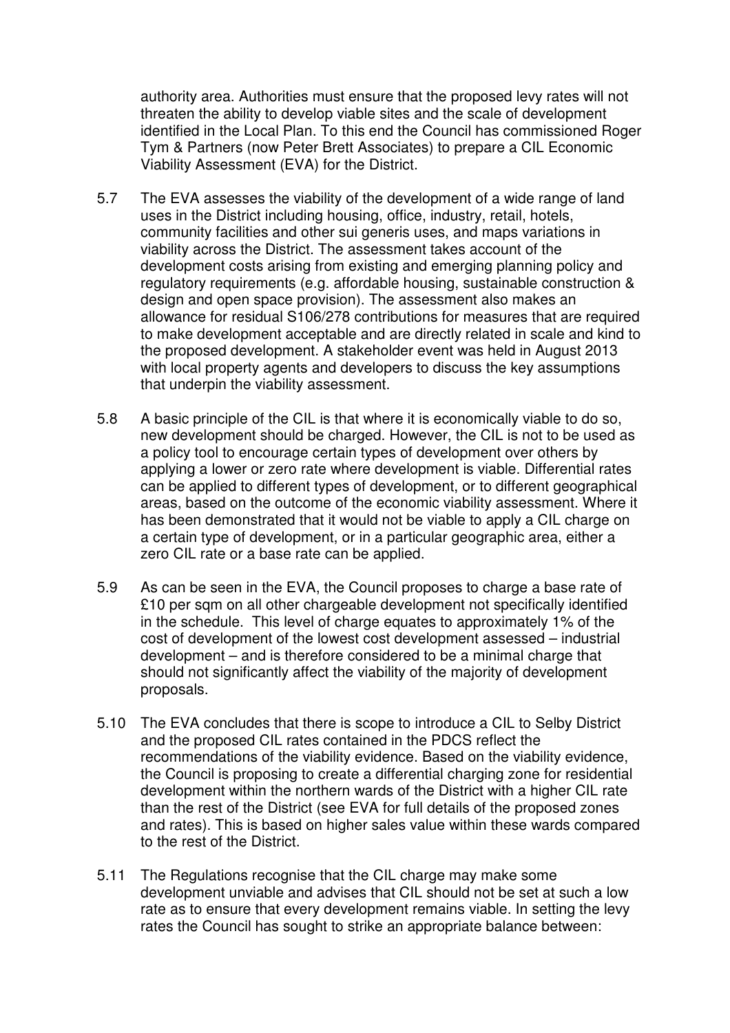authority area. Authorities must ensure that the proposed levy rates will not threaten the ability to develop viable sites and the scale of development identified in the Local Plan. To this end the Council has commissioned Roger Tym & Partners (now Peter Brett Associates) to prepare a CIL Economic Viability Assessment (EVA) for the District.

5.7 The EVA assesses the viability of the development of a wide range of land uses in the District including housing, office, industry, retail, hotels, community facilities and other sui generis uses, and maps variations in viability across the District. The assessment takes account of the development costs arising from existing and emerging planning policy and regulatory requirements (e.g. affordable housing, sustainable construction & design and open space provision). The assessment also makes an allowance for residual S106/278 contributions for measures that are required to make development acceptable and are directly related in scale and kind to the proposed development. A stakeholder event was held in August 2013 with local property agents and developers to discuss the key assumptions that underpin the viability assessment.

5.8 A basic principle of the CIL is that where it is economically viable to do so, new development should be charged. However, the CIL is not to be used as a policy tool to encourage certain types of development over others by applying a lower or zero rate where development is viable. Differential rates can be applied to different types of development, or to different geographical areas, based on the outcome of the economic viability assessment. Where it has been demonstrated that it would not be viable to apply a CIL charge on a certain type of development, or in a particular geographic area, either a zero CIL rate or a base rate can be applied.

5.9 As can be seen in the EVA, the Council proposes to charge a base rate of £10 per sqm on all other chargeable development not specifically identified in the schedule. This level of charge equates to approximately 1% of the cost of development of the lowest cost development assessed – industrial development – and is therefore considered to be a minimal charge that should not significantly affect the viability of the majority of development proposals.

5.10 The EVA concludes that there is scope to introduce a CIL to Selby District and the proposed CIL rates contained in the PDCS reflect the recommendations of the viability evidence. Based on the viability evidence, the Council is proposing to create a differential charging zone for residential development within the northern wards of the District with a higher CIL rate than the rest of the District (see EVA for full details of the proposed zones and rates). This is based on higher sales value within these wards compared to the rest of the District.

5.11 The Regulations recognise that the CIL charge may make some development unviable and advises that CIL should not be set at such a low rate as to ensure that every development remains viable. In setting the levy rates the Council has sought to strike an appropriate balance between: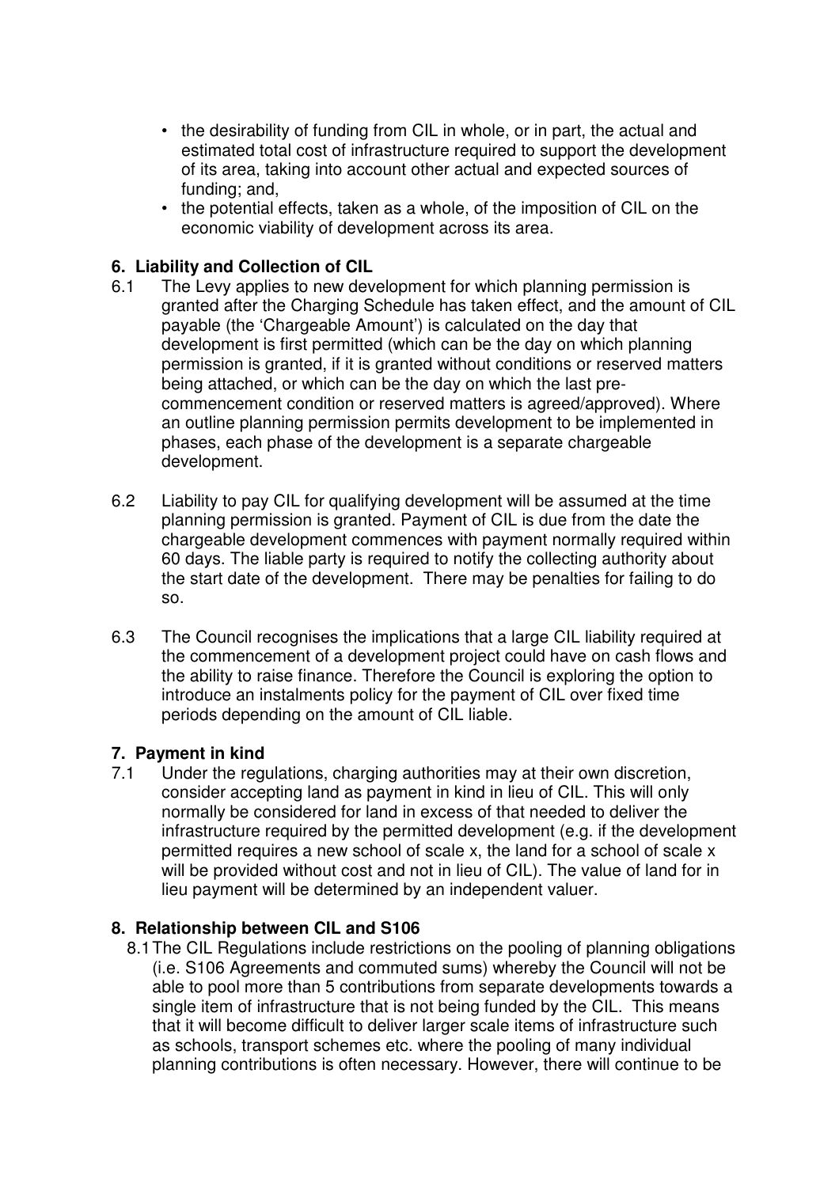- the desirability of funding from CIL in whole, or in part, the actual and estimated total cost of infrastructure required to support the development of its area, taking into account other actual and expected sources of funding; and,
- the potential effects, taken as a whole, of the imposition of CIL on the economic viability of development across its area.

## 6. Liability and Collection of CIL

6.1 The Levy applies to new development for which planning permission is granted after the Charging Schedule has taken effect, and the amount of CIL payable (the 'Chargeable Amount') is calculated on the day that development is first permitted (which can be the day on which planning permission is granted, if it is granted without conditions or reserved matters being attached, or which can be the day on which the last pre-commencement condition or reserved matters is agreed/approved). Where an outline planning permission permits development to be implemented in phases, each phase of the development is a separate chargeable development.

6.2 Liability to pay CIL for qualifying development will be assumed at the time planning permission is granted. Payment of CIL is due from the date the chargeable development commences with payment normally required within 60 days. The liable party is required to notify the collecting authority about the start date of the development. There may be penalties for failing to do so.

6.3 The Council recognises the implications that a large CIL liability required at the commencement of a development project could have on cash flows and the ability to raise finance. Therefore the Council is exploring the option to introduce an instalments policy for the payment of CIL over fixed time periods depending on the amount of CIL liable.

## 7. Payment in kind

7.1 Under the regulations, charging authorities may at their own discretion, consider accepting land as payment in kind in lieu of CIL. This will only normally be considered for land in excess of that needed to deliver the infrastructure required by the permitted development (e.g. if the development permitted requires a new school of scale x, the land for a school of scale x will be provided without cost and not in lieu of CIL). The value of land for in lieu payment will be determined by an independent valuer.

## 8. Relationship between CIL and S106

8.1 The CIL Regulations include restrictions on the pooling of planning obligations (i.e. S106 Agreements and commuted sums) whereby the Council will not be able to pool more than 5 contributions from separate developments towards a single item of infrastructure that is not being funded by the CIL. This means that it will become difficult to deliver larger scale items of infrastructure such as schools, transport schemes etc. where the pooling of many individual planning contributions is often necessary. However, there will continue to be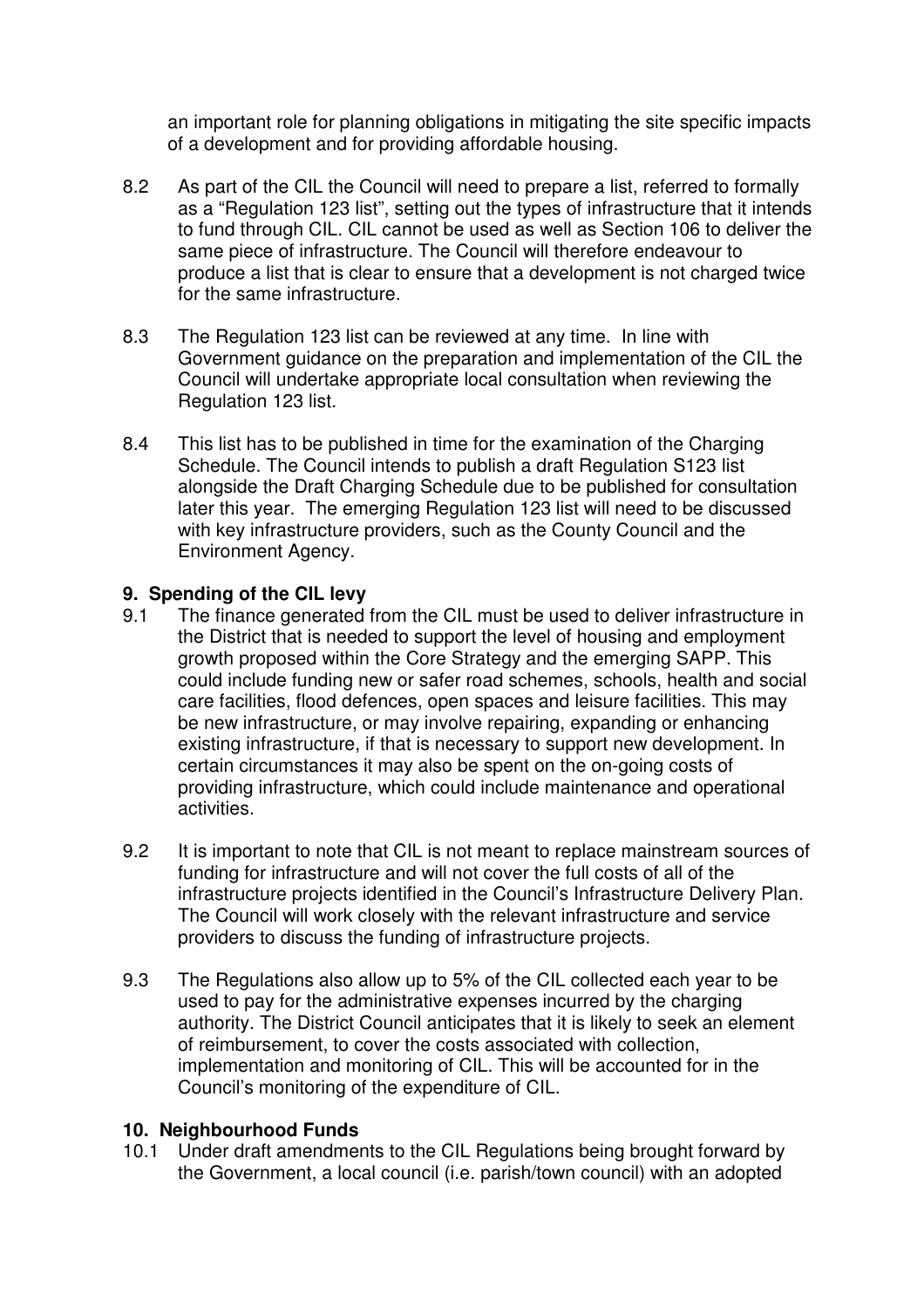an important role for planning obligations in mitigating the site specific impacts of a development and for providing affordable housing.

8.2 As part of the CIL the Council will need to prepare a list, referred to formally as a "Regulation 123 list", setting out the types of infrastructure that it intends to fund through CIL. CIL cannot be used as well as Section 106 to deliver the same piece of infrastructure. The Council will therefore endeavour to produce a list that is clear to ensure that a development is not charged twice for the same infrastructure.

8.3 The Regulation 123 list can be reviewed at any time. In line with Government guidance on the preparation and implementation of the CIL the Council will undertake appropriate local consultation when reviewing the Regulation 123 list.

8.4 This list has to be published in time for the examination of the Charging Schedule. The Council intends to publish a draft Regulation S123 list alongside the Draft Charging Schedule due to be published for consultation later this year. The emerging Regulation 123 list will need to be discussed with key infrastructure providers, such as the County Council and the Environment Agency.

## 9. Spending of the CIL levy

9.1 The finance generated from the CIL must be used to deliver infrastructure in the District that is needed to support the level of housing and employment growth proposed within the Core Strategy and the emerging SAPP. This could include funding new or safer road schemes, schools, health and social care facilities, flood defences, open spaces and leisure facilities. This may be new infrastructure, or may involve repairing, expanding or enhancing existing infrastructure, if that is necessary to support new development. In certain circumstances it may also be spent on the on-going costs of providing infrastructure, which could include maintenance and operational activities.

9.2 It is important to note that CIL is not meant to replace mainstream sources of funding for infrastructure and will not cover the full costs of all of the infrastructure projects identified in the Council's Infrastructure Delivery Plan. The Council will work closely with the relevant infrastructure and service providers to discuss the funding of infrastructure projects.

9.3 The Regulations also allow up to 5% of the CIL collected each year to be used to pay for the administrative expenses incurred by the charging authority. The District Council anticipates that it is likely to seek an element of reimbursement, to cover the costs associated with collection, implementation and monitoring of CIL. This will be accounted for in the Council's monitoring of the expenditure of CIL.

## 10. Neighbourhood Funds

10.1 Under draft amendments to the CIL Regulations being brought forward by the Government, a local council (i.e. parish/town council) with an adopted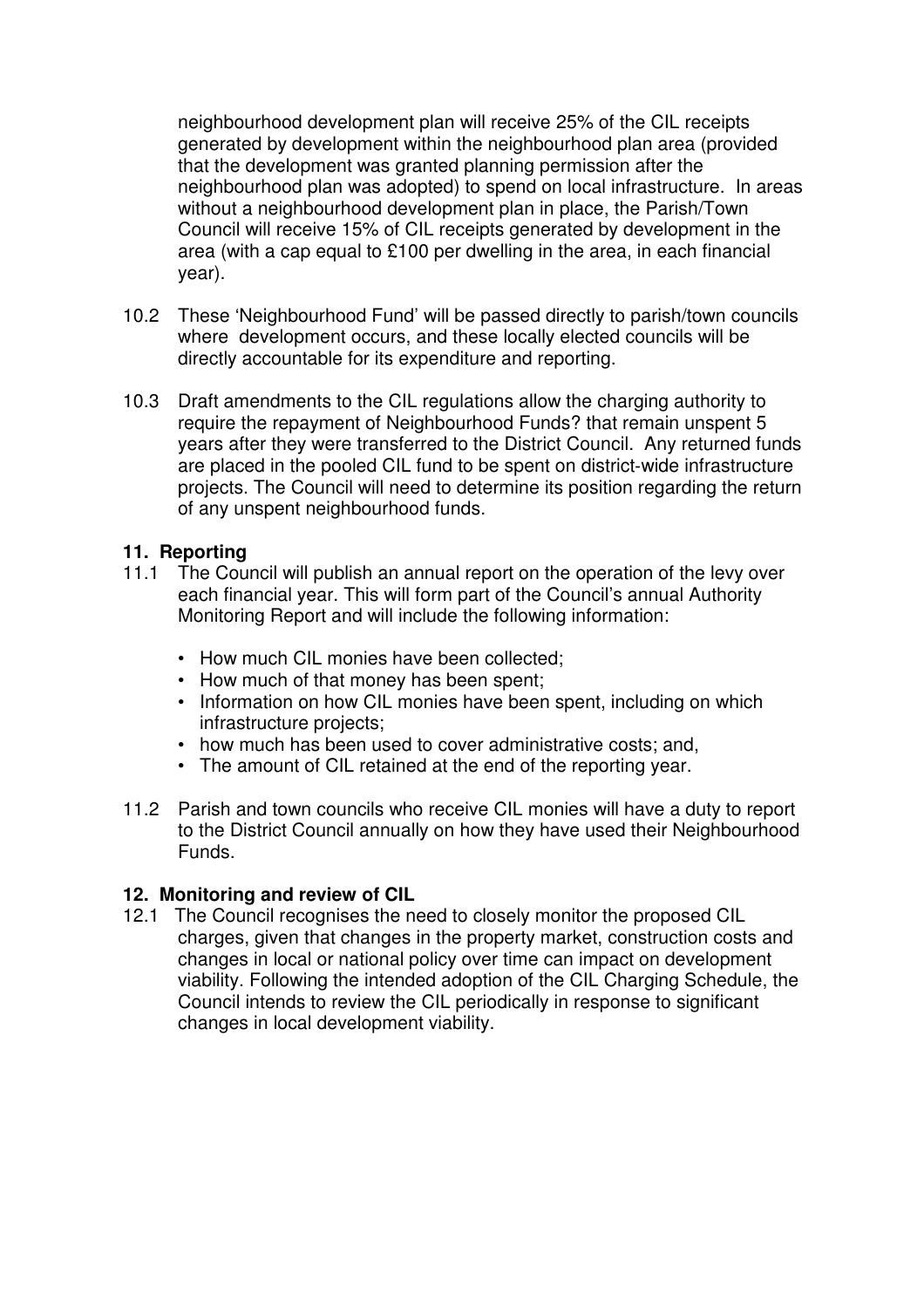neighbourhood development plan will receive 25% of the CIL receipts generated by development within the neighbourhood plan area (provided that the development was granted planning permission after the neighbourhood plan was adopted) to spend on local infrastructure. In areas without a neighbourhood development plan in place, the Parish/Town Council will receive 15% of CIL receipts generated by development in the area (with a cap equal to £100 per dwelling in the area, in each financial year).

10.2 These 'Neighbourhood Fund' will be passed directly to parish/town councils where development occurs, and these locally elected councils will be directly accountable for its expenditure and reporting.

10.3 Draft amendments to the CIL regulations allow the charging authority to require the repayment of Neighbourhood Funds? that remain unspent 5 years after they were transferred to the District Council. Any returned funds are placed in the pooled CIL fund to be spent on district-wide infrastructure projects. The Council will need to determine its position regarding the return of any unspent neighbourhood funds.

## 11. Reporting

11.1 The Council will publish an annual report on the operation of the levy over each financial year. This will form part of the Council's annual Authority Monitoring Report and will include the following information:

- How much CIL monies have been collected;
- How much of that money has been spent;
- Information on how CIL monies have been spent, including on which infrastructure projects;
- how much has been used to cover administrative costs; and,
- The amount of CIL retained at the end of the reporting year.

11.2 Parish and town councils who receive CIL monies will have a duty to report to the District Council annually on how they have used their Neighbourhood Funds.

## 12. Monitoring and review of CIL

12.1 The Council recognises the need to closely monitor the proposed CIL charges, given that changes in the property market, construction costs and changes in local or national policy over time can impact on development viability. Following the intended adoption of the CIL Charging Schedule, the Council intends to review the CIL periodically in response to significant changes in local development viability.